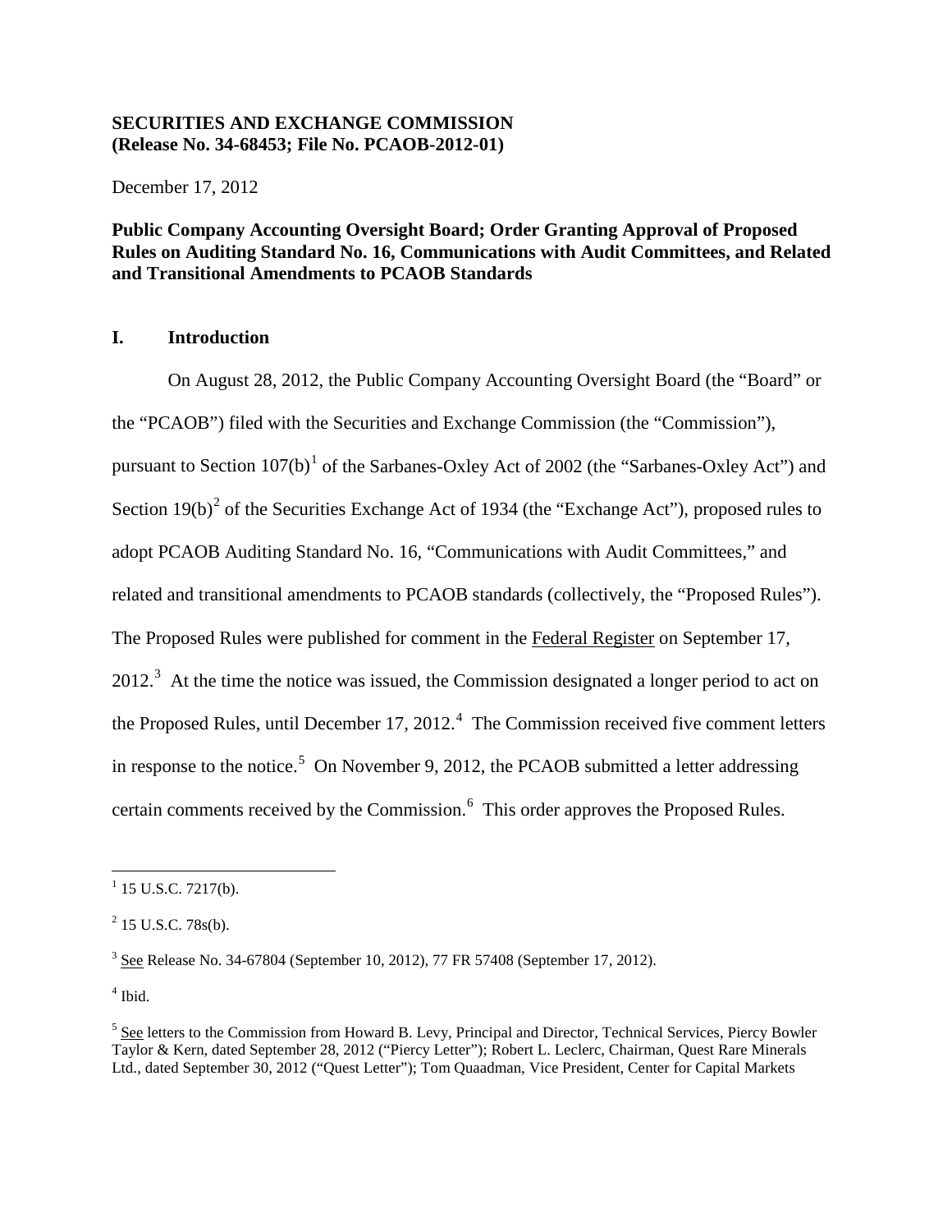**SECURITIES AND EXCHANGE COMMISSION**
**(Release No. 34-68453; File No. PCAOB-2012-01)**

December 17, 2012

**Public Company Accounting Oversight Board; Order Granting Approval of Proposed Rules on Auditing Standard No. 16, Communications with Audit Committees, and Related and Transitional Amendments to PCAOB Standards**

## I. Introduction

On August 28, 2012, the Public Company Accounting Oversight Board (the "Board" or the "PCAOB") filed with the Securities and Exchange Commission (the "Commission"), pursuant to Section 107(b)[1] of the Sarbanes-Oxley Act of 2002 (the "Sarbanes-Oxley Act") and Section 19(b)[2] of the Securities Exchange Act of 1934 (the "Exchange Act"), proposed rules to adopt PCAOB Auditing Standard No. 16, "Communications with Audit Committees," and related and transitional amendments to PCAOB standards (collectively, the "Proposed Rules"). The Proposed Rules were published for comment in the Federal Register on September 17, 2012.[3] At the time the notice was issued, the Commission designated a longer period to act on the Proposed Rules, until December 17, 2012.[4] The Commission received five comment letters in response to the notice.[5] On November 9, 2012, the PCAOB submitted a letter addressing certain comments received by the Commission.[6] This order approves the Proposed Rules.

---

[1] 15 U.S.C. 7217(b).

[2] 15 U.S.C. 78s(b).

[3] See Release No. 34-67804 (September 10, 2012), 77 FR 57408 (September 17, 2012).

[4] Ibid.

[5] See letters to the Commission from Howard B. Levy, Principal and Director, Technical Services, Piercy Bowler Taylor & Kern, dated September 28, 2012 ("Piercy Letter"); Robert L. Leclerc, Chairman, Quest Rare Minerals Ltd., dated September 30, 2012 ("Quest Letter"); Tom Quaadman, Vice President, Center for Capital Markets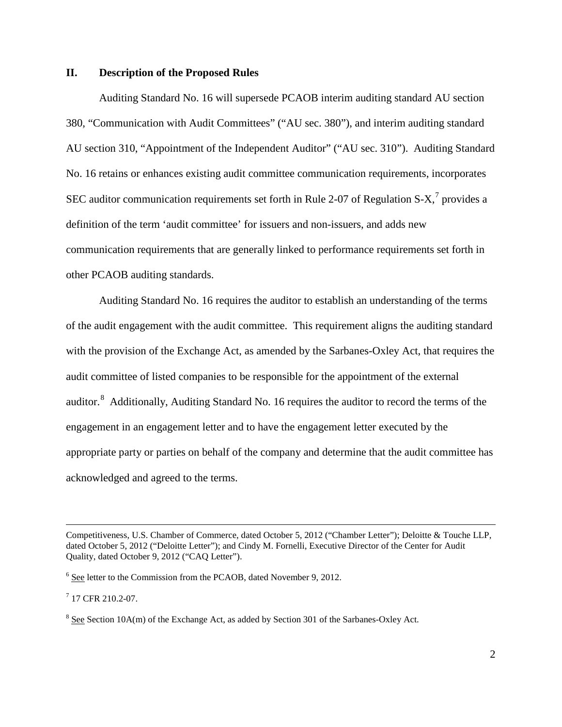## II. Description of the Proposed Rules

Auditing Standard No. 16 will supersede PCAOB interim auditing standard AU section 380, "Communication with Audit Committees" ("AU sec. 380"), and interim auditing standard AU section 310, "Appointment of the Independent Auditor" ("AU sec. 310"). Auditing Standard No. 16 retains or enhances existing audit committee communication requirements, incorporates SEC auditor communication requirements set forth in Rule 2-07 of Regulation S-X,[7] provides a definition of the term 'audit committee' for issuers and non-issuers, and adds new communication requirements that are generally linked to performance requirements set forth in other PCAOB auditing standards.

Auditing Standard No. 16 requires the auditor to establish an understanding of the terms of the audit engagement with the audit committee. This requirement aligns the auditing standard with the provision of the Exchange Act, as amended by the Sarbanes-Oxley Act, that requires the audit committee of listed companies to be responsible for the appointment of the external auditor.[8] Additionally, Auditing Standard No. 16 requires the auditor to record the terms of the engagement in an engagement letter and to have the engagement letter executed by the appropriate party or parties on behalf of the company and determine that the audit committee has acknowledged and agreed to the terms.

---

Competitiveness, U.S. Chamber of Commerce, dated October 5, 2012 ("Chamber Letter"); Deloitte & Touche LLP, dated October 5, 2012 ("Deloitte Letter"); and Cindy M. Fornelli, Executive Director of the Center for Audit Quality, dated October 9, 2012 ("CAQ Letter").

[6] See letter to the Commission from the PCAOB, dated November 9, 2012.

[7] 17 CFR 210.2-07.

[8] See Section 10A(m) of the Exchange Act, as added by Section 301 of the Sarbanes-Oxley Act.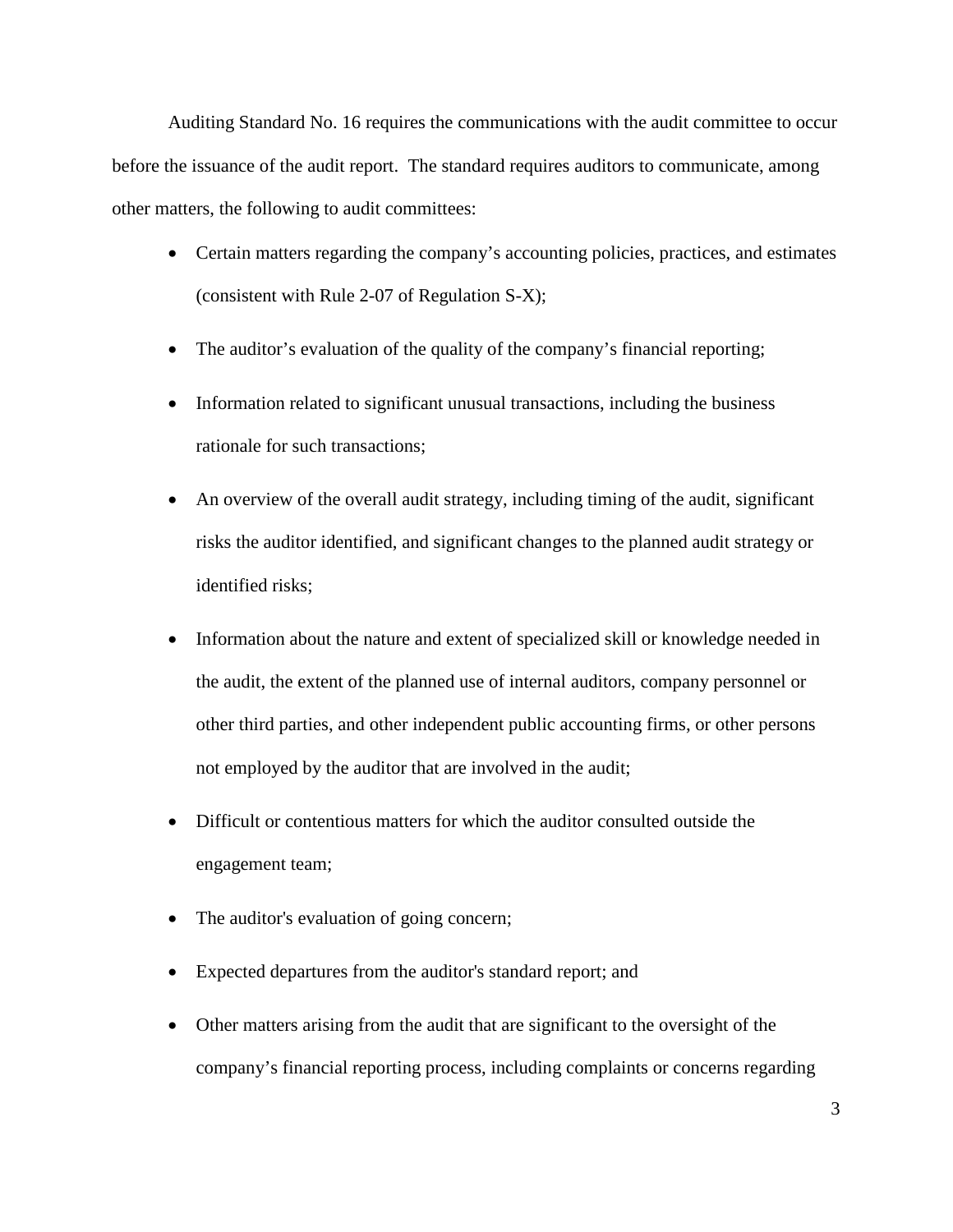Auditing Standard No. 16 requires the communications with the audit committee to occur before the issuance of the audit report. The standard requires auditors to communicate, among other matters, the following to audit committees:

- Certain matters regarding the company's accounting policies, practices, and estimates (consistent with Rule 2-07 of Regulation S-X);
- The auditor's evaluation of the quality of the company's financial reporting;
- Information related to significant unusual transactions, including the business rationale for such transactions;
- An overview of the overall audit strategy, including timing of the audit, significant risks the auditor identified, and significant changes to the planned audit strategy or identified risks;
- Information about the nature and extent of specialized skill or knowledge needed in the audit, the extent of the planned use of internal auditors, company personnel or other third parties, and other independent public accounting firms, or other persons not employed by the auditor that are involved in the audit;
- Difficult or contentious matters for which the auditor consulted outside the engagement team;
- The auditor's evaluation of going concern;
- Expected departures from the auditor's standard report; and
- Other matters arising from the audit that are significant to the oversight of the company's financial reporting process, including complaints or concerns regarding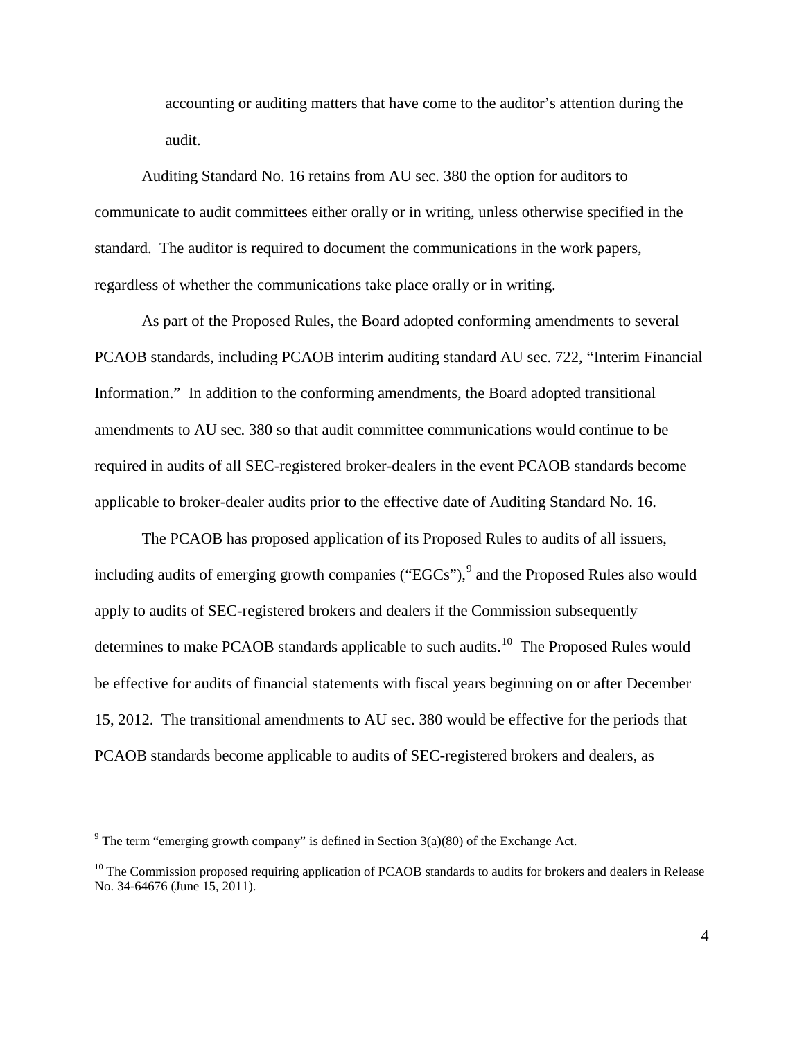accounting or auditing matters that have come to the auditor's attention during the audit.

Auditing Standard No. 16 retains from AU sec. 380 the option for auditors to communicate to audit committees either orally or in writing, unless otherwise specified in the standard. The auditor is required to document the communications in the work papers, regardless of whether the communications take place orally or in writing.

As part of the Proposed Rules, the Board adopted conforming amendments to several PCAOB standards, including PCAOB interim auditing standard AU sec. 722, "Interim Financial Information." In addition to the conforming amendments, the Board adopted transitional amendments to AU sec. 380 so that audit committee communications would continue to be required in audits of all SEC-registered broker-dealers in the event PCAOB standards become applicable to broker-dealer audits prior to the effective date of Auditing Standard No. 16.

The PCAOB has proposed application of its Proposed Rules to audits of all issuers, including audits of emerging growth companies ("EGCs"),[9] and the Proposed Rules also would apply to audits of SEC-registered brokers and dealers if the Commission subsequently determines to make PCAOB standards applicable to such audits.[10] The Proposed Rules would be effective for audits of financial statements with fiscal years beginning on or after December 15, 2012. The transitional amendments to AU sec. 380 would be effective for the periods that PCAOB standards become applicable to audits of SEC-registered brokers and dealers, as

---

[9] The term "emerging growth company" is defined in Section 3(a)(80) of the Exchange Act.

[10] The Commission proposed requiring application of PCAOB standards to audits for brokers and dealers in Release No. 34-64676 (June 15, 2011).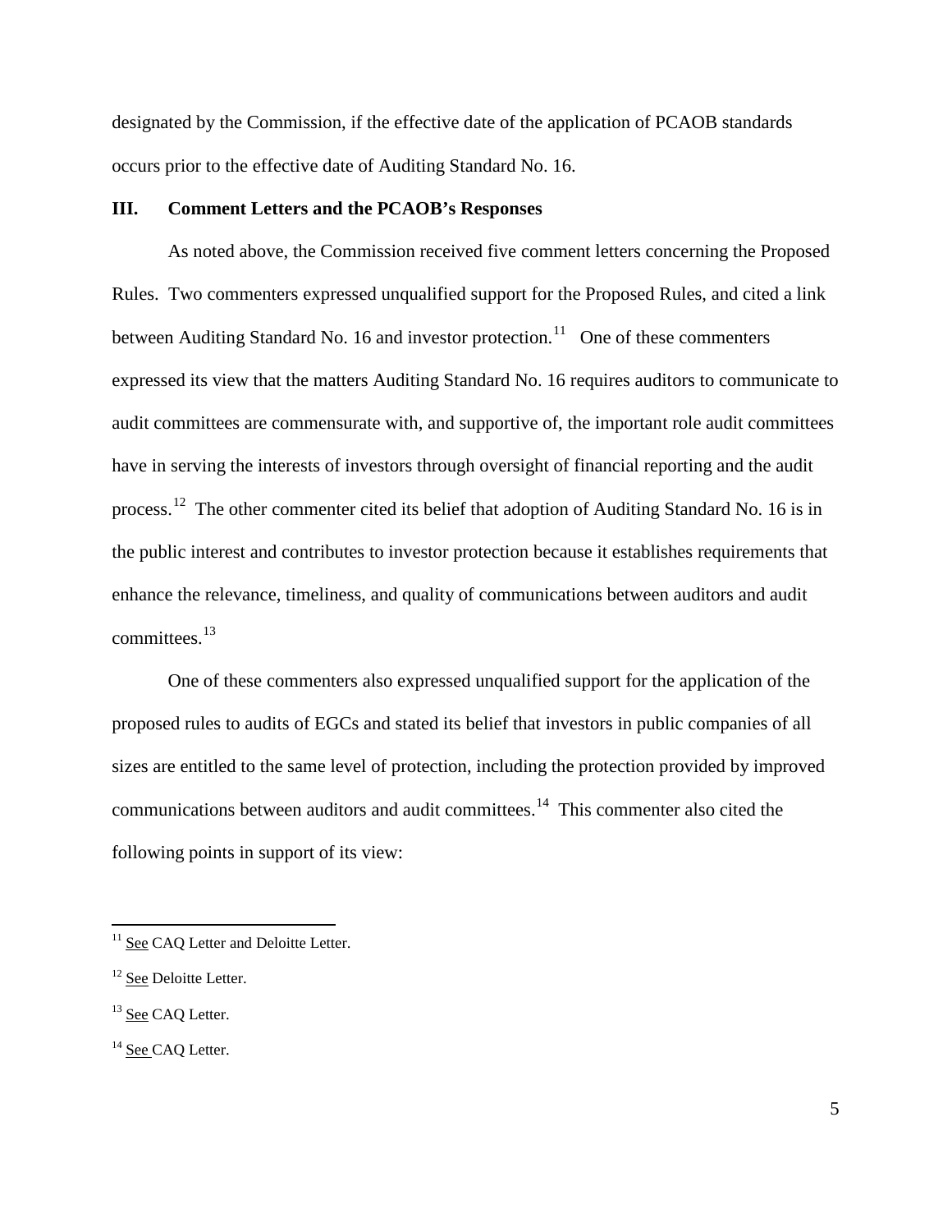designated by the Commission, if the effective date of the application of PCAOB standards occurs prior to the effective date of Auditing Standard No. 16.

## III. Comment Letters and the PCAOB's Responses

As noted above, the Commission received five comment letters concerning the Proposed Rules. Two commenters expressed unqualified support for the Proposed Rules, and cited a link between Auditing Standard No. 16 and investor protection.[11] One of these commenters expressed its view that the matters Auditing Standard No. 16 requires auditors to communicate to audit committees are commensurate with, and supportive of, the important role audit committees have in serving the interests of investors through oversight of financial reporting and the audit process.[12] The other commenter cited its belief that adoption of Auditing Standard No. 16 is in the public interest and contributes to investor protection because it establishes requirements that enhance the relevance, timeliness, and quality of communications between auditors and audit committees.[13]

One of these commenters also expressed unqualified support for the application of the proposed rules to audits of EGCs and stated its belief that investors in public companies of all sizes are entitled to the same level of protection, including the protection provided by improved communications between auditors and audit committees.[14] This commenter also cited the following points in support of its view:

---

[11] See CAQ Letter and Deloitte Letter.

[12] See Deloitte Letter.

[13] See CAQ Letter.

[14] See CAQ Letter.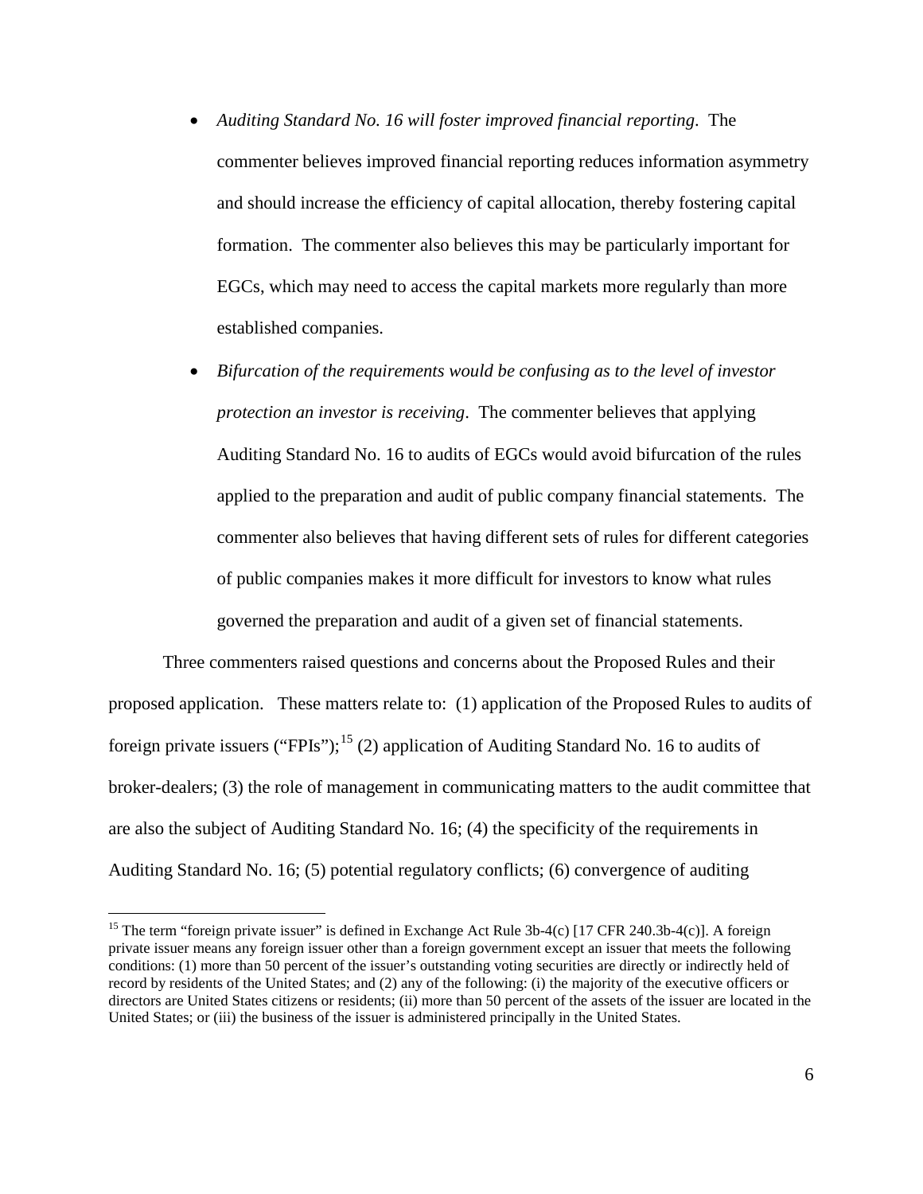- *Auditing Standard No. 16 will foster improved financial reporting*. The commenter believes improved financial reporting reduces information asymmetry and should increase the efficiency of capital allocation, thereby fostering capital formation. The commenter also believes this may be particularly important for EGCs, which may need to access the capital markets more regularly than more established companies.
- *Bifurcation of the requirements would be confusing as to the level of investor protection an investor is receiving*. The commenter believes that applying Auditing Standard No. 16 to audits of EGCs would avoid bifurcation of the rules applied to the preparation and audit of public company financial statements. The commenter also believes that having different sets of rules for different categories of public companies makes it more difficult for investors to know what rules governed the preparation and audit of a given set of financial statements.

Three commenters raised questions and concerns about the Proposed Rules and their proposed application. These matters relate to: (1) application of the Proposed Rules to audits of foreign private issuers ("FPIs");[15] (2) application of Auditing Standard No. 16 to audits of broker-dealers; (3) the role of management in communicating matters to the audit committee that are also the subject of Auditing Standard No. 16; (4) the specificity of the requirements in Auditing Standard No. 16; (5) potential regulatory conflicts; (6) convergence of auditing

[15] The term "foreign private issuer" is defined in Exchange Act Rule 3b-4(c) [17 CFR 240.3b-4(c)]. A foreign private issuer means any foreign issuer other than a foreign government except an issuer that meets the following conditions: (1) more than 50 percent of the issuer's outstanding voting securities are directly or indirectly held of record by residents of the United States; and (2) any of the following: (i) the majority of the executive officers or directors are United States citizens or residents; (ii) more than 50 percent of the assets of the issuer are located in the United States; or (iii) the business of the issuer is administered principally in the United States.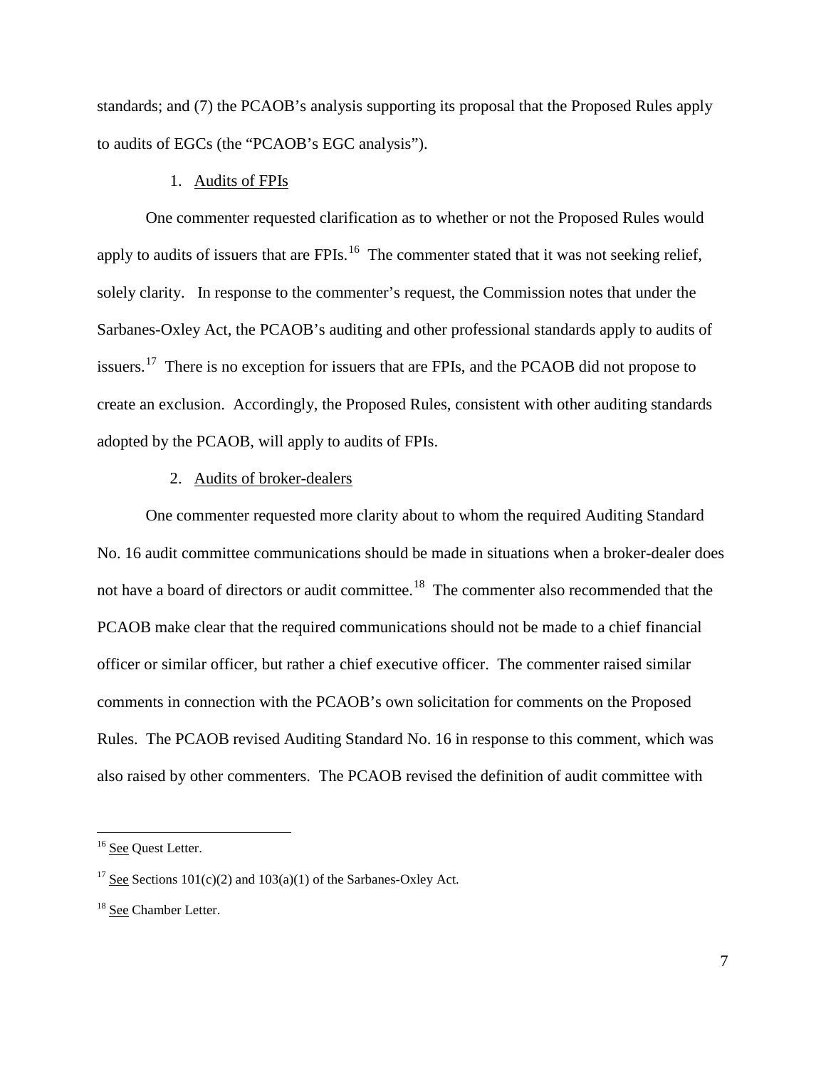standards; and (7) the PCAOB's analysis supporting its proposal that the Proposed Rules apply to audits of EGCs (the "PCAOB's EGC analysis").

1. Audits of FPIs

One commenter requested clarification as to whether or not the Proposed Rules would apply to audits of issuers that are FPIs.[16] The commenter stated that it was not seeking relief, solely clarity. In response to the commenter's request, the Commission notes that under the Sarbanes-Oxley Act, the PCAOB's auditing and other professional standards apply to audits of issuers.[17] There is no exception for issuers that are FPIs, and the PCAOB did not propose to create an exclusion. Accordingly, the Proposed Rules, consistent with other auditing standards adopted by the PCAOB, will apply to audits of FPIs.

2. Audits of broker-dealers

One commenter requested more clarity about to whom the required Auditing Standard No. 16 audit committee communications should be made in situations when a broker-dealer does not have a board of directors or audit committee.[18] The commenter also recommended that the PCAOB make clear that the required communications should not be made to a chief financial officer or similar officer, but rather a chief executive officer. The commenter raised similar comments in connection with the PCAOB's own solicitation for comments on the Proposed Rules. The PCAOB revised Auditing Standard No. 16 in response to this comment, which was also raised by other commenters. The PCAOB revised the definition of audit committee with

---

[16] See Quest Letter.

[17] See Sections 101(c)(2) and 103(a)(1) of the Sarbanes-Oxley Act.

[18] See Chamber Letter.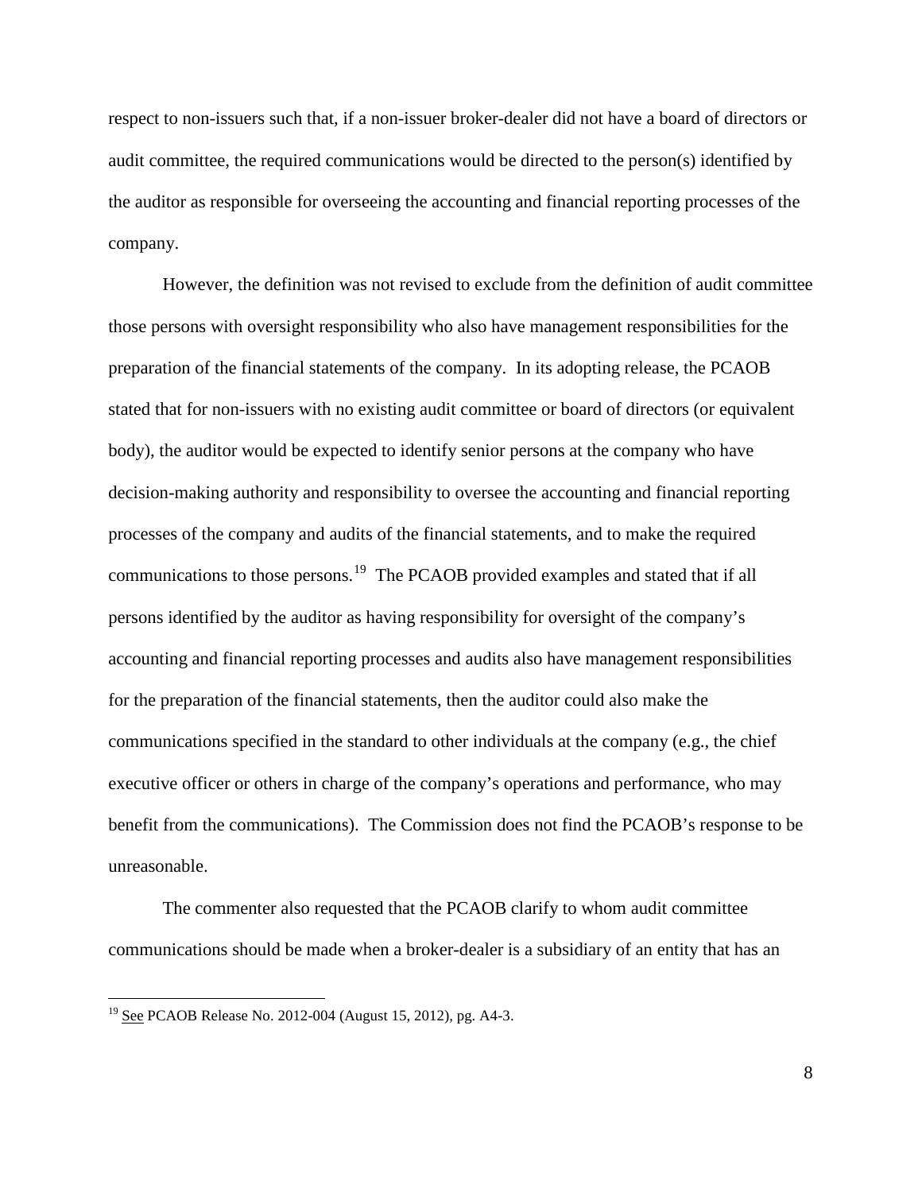respect to non-issuers such that, if a non-issuer broker-dealer did not have a board of directors or audit committee, the required communications would be directed to the person(s) identified by the auditor as responsible for overseeing the accounting and financial reporting processes of the company.

However, the definition was not revised to exclude from the definition of audit committee those persons with oversight responsibility who also have management responsibilities for the preparation of the financial statements of the company. In its adopting release, the PCAOB stated that for non-issuers with no existing audit committee or board of directors (or equivalent body), the auditor would be expected to identify senior persons at the company who have decision-making authority and responsibility to oversee the accounting and financial reporting processes of the company and audits of the financial statements, and to make the required communications to those persons.[19] The PCAOB provided examples and stated that if all persons identified by the auditor as having responsibility for oversight of the company's accounting and financial reporting processes and audits also have management responsibilities for the preparation of the financial statements, then the auditor could also make the communications specified in the standard to other individuals at the company (e.g., the chief executive officer or others in charge of the company's operations and performance, who may benefit from the communications). The Commission does not find the PCAOB's response to be unreasonable.

The commenter also requested that the PCAOB clarify to whom audit committee communications should be made when a broker-dealer is a subsidiary of an entity that has an

---

[19] See PCAOB Release No. 2012-004 (August 15, 2012), pg. A4-3.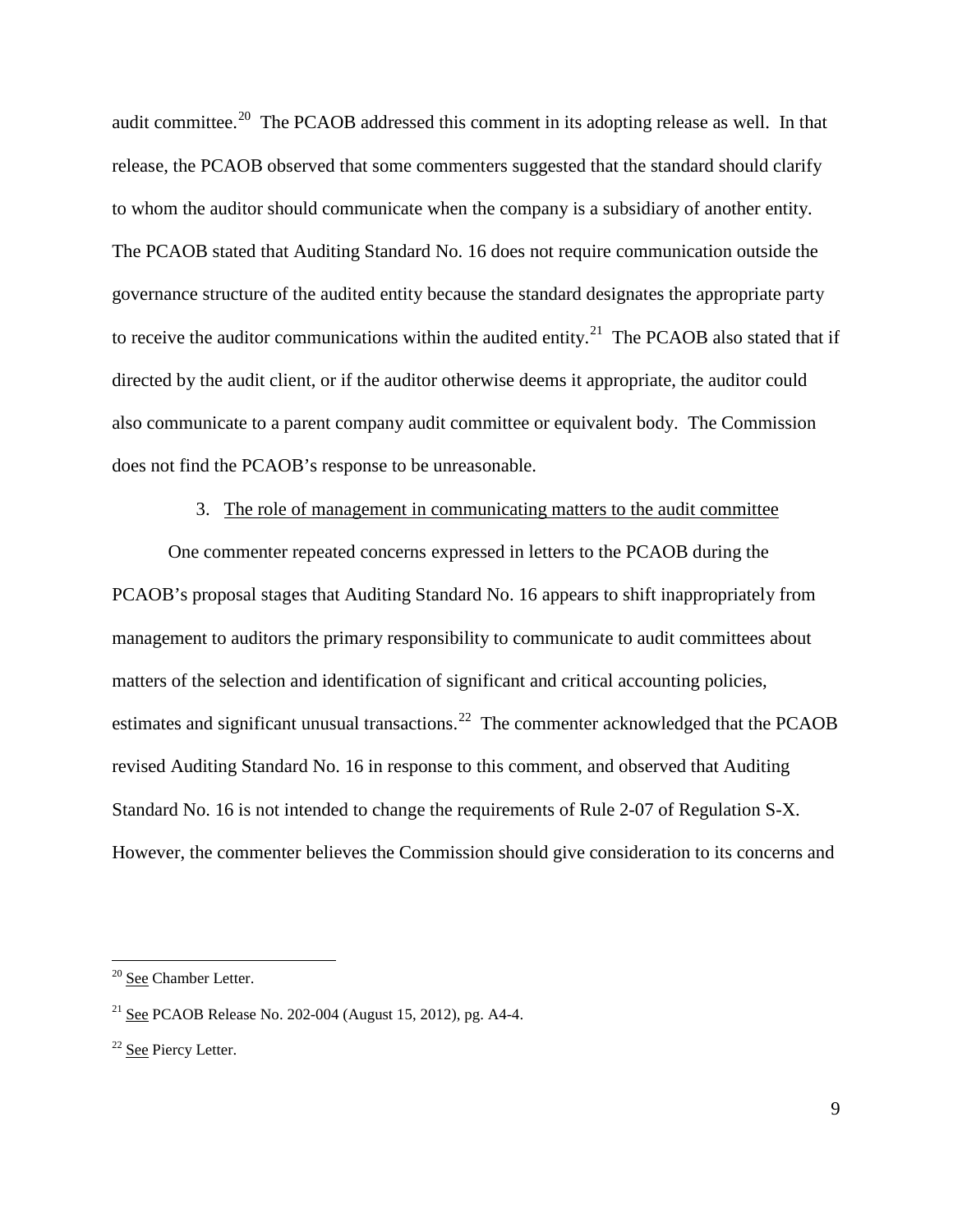audit committee.[20] The PCAOB addressed this comment in its adopting release as well. In that release, the PCAOB observed that some commenters suggested that the standard should clarify to whom the auditor should communicate when the company is a subsidiary of another entity. The PCAOB stated that Auditing Standard No. 16 does not require communication outside the governance structure of the audited entity because the standard designates the appropriate party to receive the auditor communications within the audited entity.[21] The PCAOB also stated that if directed by the audit client, or if the auditor otherwise deems it appropriate, the auditor could also communicate to a parent company audit committee or equivalent body. The Commission does not find the PCAOB's response to be unreasonable.

3. The role of management in communicating matters to the audit committee

One commenter repeated concerns expressed in letters to the PCAOB during the PCAOB's proposal stages that Auditing Standard No. 16 appears to shift inappropriately from management to auditors the primary responsibility to communicate to audit committees about matters of the selection and identification of significant and critical accounting policies, estimates and significant unusual transactions.[22] The commenter acknowledged that the PCAOB revised Auditing Standard No. 16 in response to this comment, and observed that Auditing Standard No. 16 is not intended to change the requirements of Rule 2-07 of Regulation S-X. However, the commenter believes the Commission should give consideration to its concerns and

---

[20] See Chamber Letter.

[21] See PCAOB Release No. 202-004 (August 15, 2012), pg. A4-4.

[22] See Piercy Letter.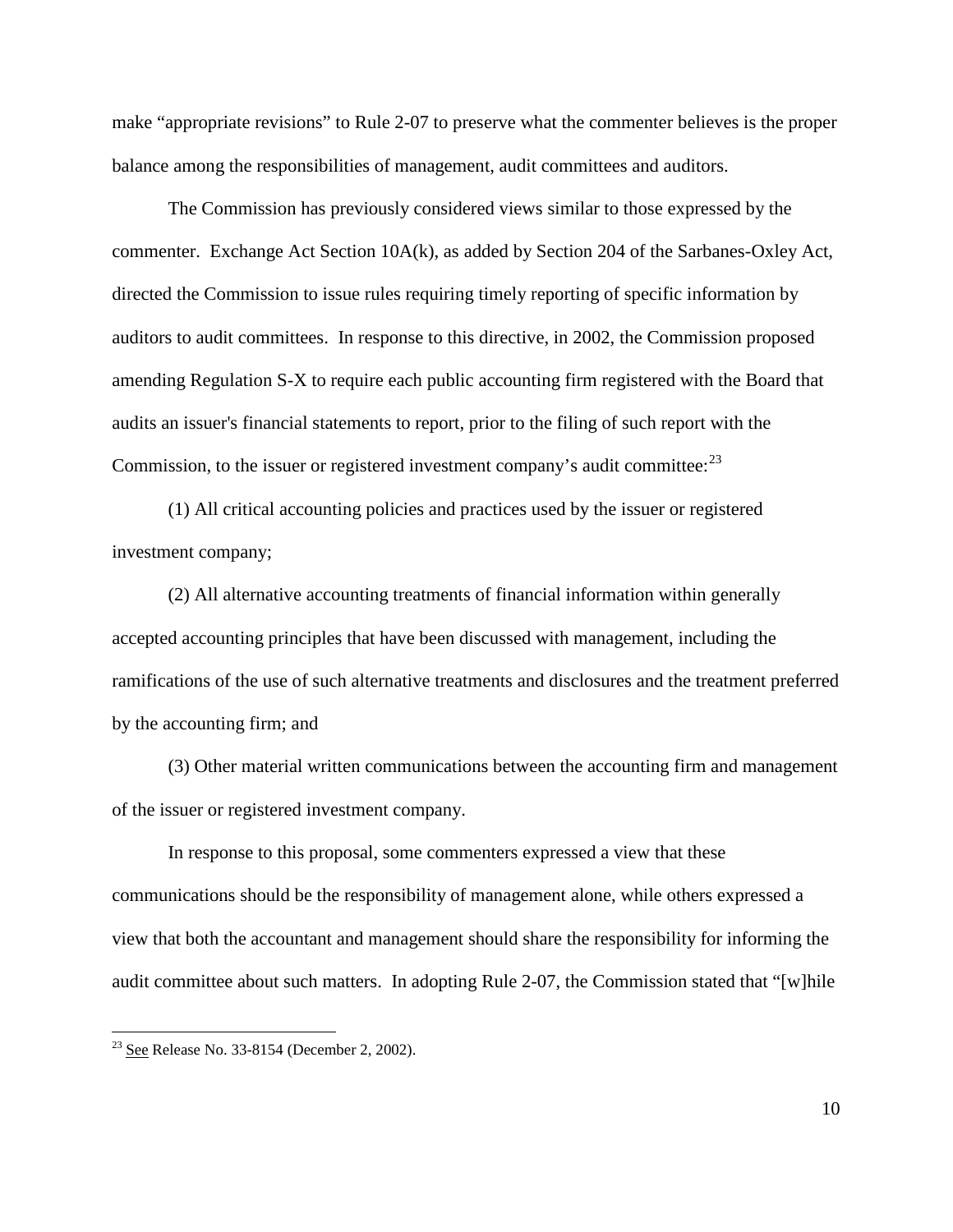make "appropriate revisions" to Rule 2-07 to preserve what the commenter believes is the proper balance among the responsibilities of management, audit committees and auditors.

The Commission has previously considered views similar to those expressed by the commenter. Exchange Act Section 10A(k), as added by Section 204 of the Sarbanes-Oxley Act, directed the Commission to issue rules requiring timely reporting of specific information by auditors to audit committees. In response to this directive, in 2002, the Commission proposed amending Regulation S-X to require each public accounting firm registered with the Board that audits an issuer's financial statements to report, prior to the filing of such report with the Commission, to the issuer or registered investment company's audit committee:[23]

(1) All critical accounting policies and practices used by the issuer or registered investment company;

(2) All alternative accounting treatments of financial information within generally accepted accounting principles that have been discussed with management, including the ramifications of the use of such alternative treatments and disclosures and the treatment preferred by the accounting firm; and

(3) Other material written communications between the accounting firm and management of the issuer or registered investment company.

In response to this proposal, some commenters expressed a view that these communications should be the responsibility of management alone, while others expressed a view that both the accountant and management should share the responsibility for informing the audit committee about such matters. In adopting Rule 2-07, the Commission stated that "[w]hile

---

[23] See Release No. 33-8154 (December 2, 2002).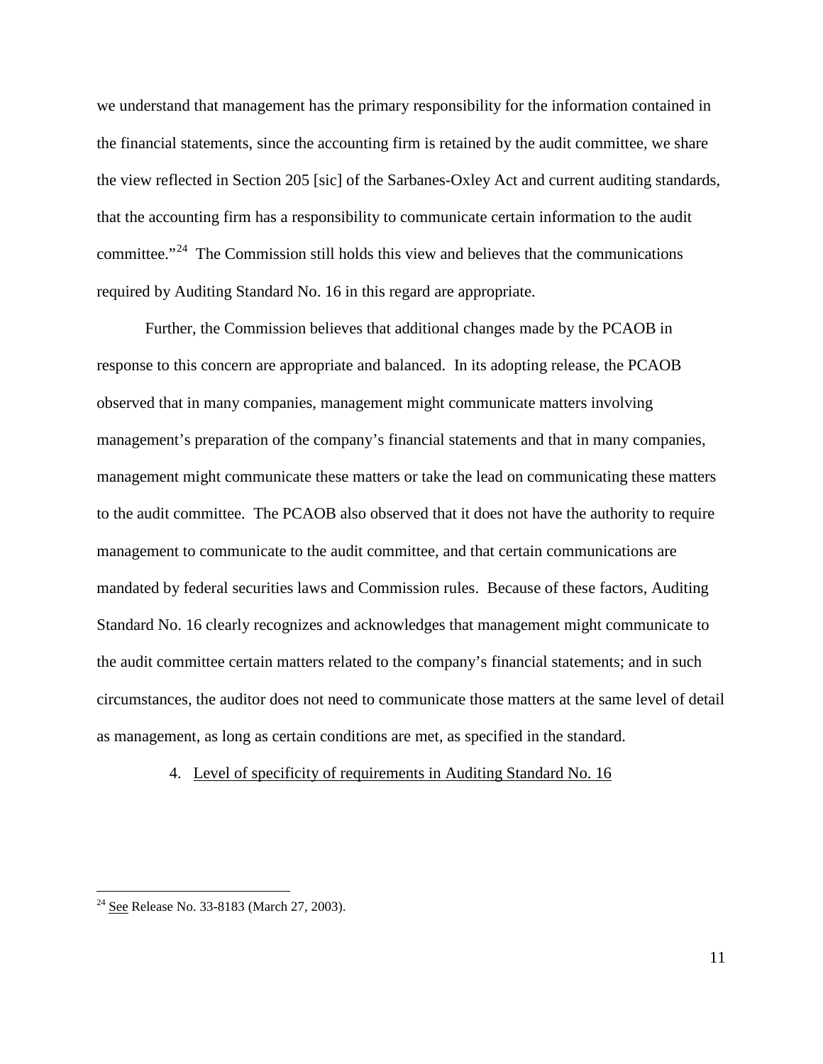we understand that management has the primary responsibility for the information contained in the financial statements, since the accounting firm is retained by the audit committee, we share the view reflected in Section 205 [sic] of the Sarbanes-Oxley Act and current auditing standards, that the accounting firm has a responsibility to communicate certain information to the audit committee."[24] The Commission still holds this view and believes that the communications required by Auditing Standard No. 16 in this regard are appropriate.

Further, the Commission believes that additional changes made by the PCAOB in response to this concern are appropriate and balanced. In its adopting release, the PCAOB observed that in many companies, management might communicate matters involving management's preparation of the company's financial statements and that in many companies, management might communicate these matters or take the lead on communicating these matters to the audit committee. The PCAOB also observed that it does not have the authority to require management to communicate to the audit committee, and that certain communications are mandated by federal securities laws and Commission rules. Because of these factors, Auditing Standard No. 16 clearly recognizes and acknowledges that management might communicate to the audit committee certain matters related to the company's financial statements; and in such circumstances, the auditor does not need to communicate those matters at the same level of detail as management, as long as certain conditions are met, as specified in the standard.

4. Level of specificity of requirements in Auditing Standard No. 16

---

[24] See Release No. 33-8183 (March 27, 2003).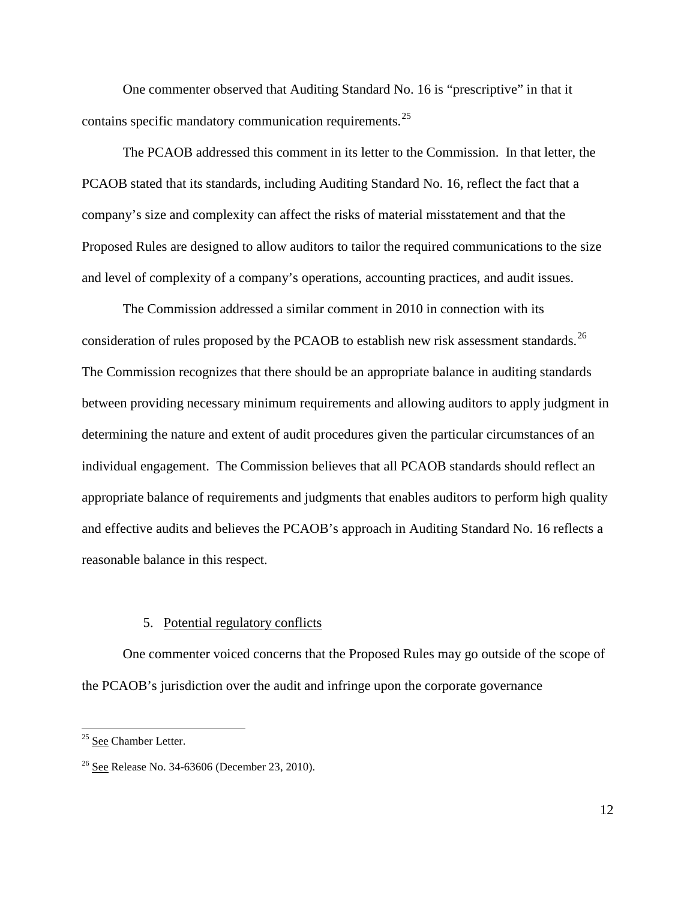One commenter observed that Auditing Standard No. 16 is "prescriptive" in that it contains specific mandatory communication requirements.[25]

The PCAOB addressed this comment in its letter to the Commission. In that letter, the PCAOB stated that its standards, including Auditing Standard No. 16, reflect the fact that a company's size and complexity can affect the risks of material misstatement and that the Proposed Rules are designed to allow auditors to tailor the required communications to the size and level of complexity of a company's operations, accounting practices, and audit issues.

The Commission addressed a similar comment in 2010 in connection with its consideration of rules proposed by the PCAOB to establish new risk assessment standards.[26] The Commission recognizes that there should be an appropriate balance in auditing standards between providing necessary minimum requirements and allowing auditors to apply judgment in determining the nature and extent of audit procedures given the particular circumstances of an individual engagement. The Commission believes that all PCAOB standards should reflect an appropriate balance of requirements and judgments that enables auditors to perform high quality and effective audits and believes the PCAOB's approach in Auditing Standard No. 16 reflects a reasonable balance in this respect.

5. Potential regulatory conflicts

One commenter voiced concerns that the Proposed Rules may go outside of the scope of the PCAOB's jurisdiction over the audit and infringe upon the corporate governance

---

[25] See Chamber Letter.

[26] See Release No. 34-63606 (December 23, 2010).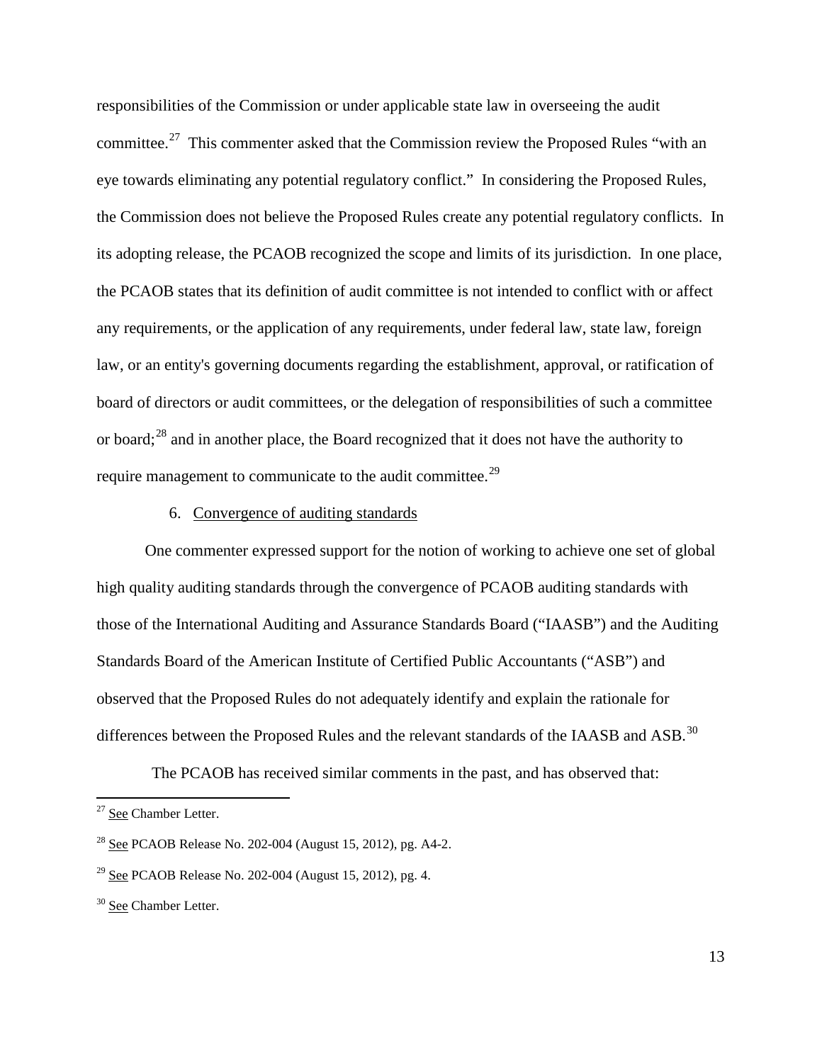responsibilities of the Commission or under applicable state law in overseeing the audit committee.[27] This commenter asked that the Commission review the Proposed Rules "with an eye towards eliminating any potential regulatory conflict." In considering the Proposed Rules, the Commission does not believe the Proposed Rules create any potential regulatory conflicts. In its adopting release, the PCAOB recognized the scope and limits of its jurisdiction. In one place, the PCAOB states that its definition of audit committee is not intended to conflict with or affect any requirements, or the application of any requirements, under federal law, state law, foreign law, or an entity's governing documents regarding the establishment, approval, or ratification of board of directors or audit committees, or the delegation of responsibilities of such a committee or board;[28] and in another place, the Board recognized that it does not have the authority to require management to communicate to the audit committee.[29]

6. Convergence of auditing standards

One commenter expressed support for the notion of working to achieve one set of global high quality auditing standards through the convergence of PCAOB auditing standards with those of the International Auditing and Assurance Standards Board ("IAASB") and the Auditing Standards Board of the American Institute of Certified Public Accountants ("ASB") and observed that the Proposed Rules do not adequately identify and explain the rationale for differences between the Proposed Rules and the relevant standards of the IAASB and ASB.[30]

The PCAOB has received similar comments in the past, and has observed that:

---

[27] See Chamber Letter.

[28] See PCAOB Release No. 202-004 (August 15, 2012), pg. A4-2.

[29] See PCAOB Release No. 202-004 (August 15, 2012), pg. 4.

[30] See Chamber Letter.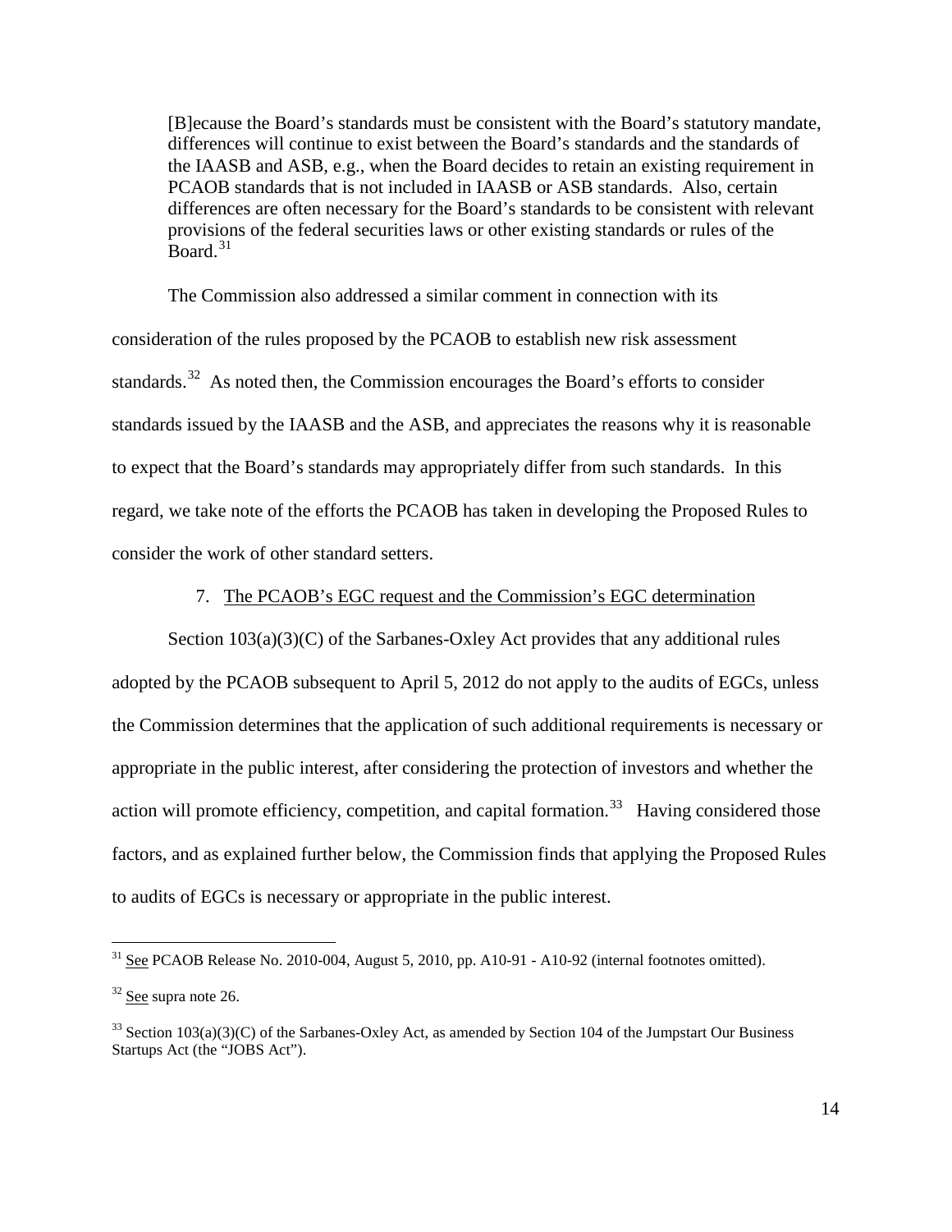> [B]ecause the Board's standards must be consistent with the Board's statutory mandate, differences will continue to exist between the Board's standards and the standards of the IAASB and ASB, e.g., when the Board decides to retain an existing requirement in PCAOB standards that is not included in IAASB or ASB standards. Also, certain differences are often necessary for the Board's standards to be consistent with relevant provisions of the federal securities laws or other existing standards or rules of the Board.[31]

The Commission also addressed a similar comment in connection with its consideration of the rules proposed by the PCAOB to establish new risk assessment standards.[32] As noted then, the Commission encourages the Board's efforts to consider standards issued by the IAASB and the ASB, and appreciates the reasons why it is reasonable to expect that the Board's standards may appropriately differ from such standards. In this regard, we take note of the efforts the PCAOB has taken in developing the Proposed Rules to consider the work of other standard setters.

7. The PCAOB's EGC request and the Commission's EGC determination

Section 103(a)(3)(C) of the Sarbanes-Oxley Act provides that any additional rules adopted by the PCAOB subsequent to April 5, 2012 do not apply to the audits of EGCs, unless the Commission determines that the application of such additional requirements is necessary or appropriate in the public interest, after considering the protection of investors and whether the action will promote efficiency, competition, and capital formation.[33] Having considered those factors, and as explained further below, the Commission finds that applying the Proposed Rules to audits of EGCs is necessary or appropriate in the public interest.

---

[31] See PCAOB Release No. 2010-004, August 5, 2010, pp. A10-91 - A10-92 (internal footnotes omitted).

[32] See supra note 26.

[33] Section 103(a)(3)(C) of the Sarbanes-Oxley Act, as amended by Section 104 of the Jumpstart Our Business Startups Act (the "JOBS Act").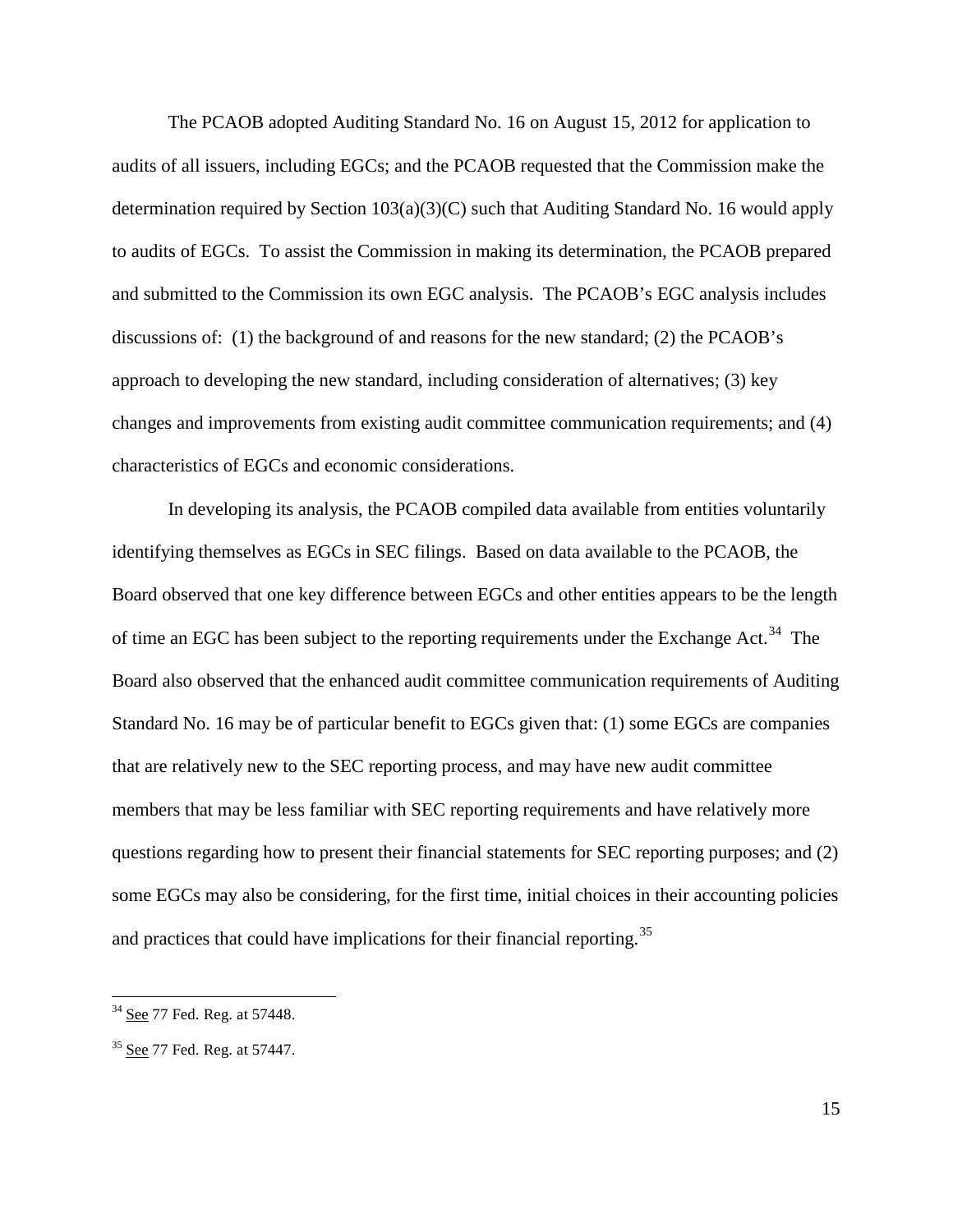The PCAOB adopted Auditing Standard No. 16 on August 15, 2012 for application to audits of all issuers, including EGCs; and the PCAOB requested that the Commission make the determination required by Section 103(a)(3)(C) such that Auditing Standard No. 16 would apply to audits of EGCs. To assist the Commission in making its determination, the PCAOB prepared and submitted to the Commission its own EGC analysis. The PCAOB's EGC analysis includes discussions of: (1) the background of and reasons for the new standard; (2) the PCAOB's approach to developing the new standard, including consideration of alternatives; (3) key changes and improvements from existing audit committee communication requirements; and (4) characteristics of EGCs and economic considerations.

In developing its analysis, the PCAOB compiled data available from entities voluntarily identifying themselves as EGCs in SEC filings. Based on data available to the PCAOB, the Board observed that one key difference between EGCs and other entities appears to be the length of time an EGC has been subject to the reporting requirements under the Exchange Act.[34] The Board also observed that the enhanced audit committee communication requirements of Auditing Standard No. 16 may be of particular benefit to EGCs given that: (1) some EGCs are companies that are relatively new to the SEC reporting process, and may have new audit committee members that may be less familiar with SEC reporting requirements and have relatively more questions regarding how to present their financial statements for SEC reporting purposes; and (2) some EGCs may also be considering, for the first time, initial choices in their accounting policies and practices that could have implications for their financial reporting.[35]

---

[34] See 77 Fed. Reg. at 57448.

[35] See 77 Fed. Reg. at 57447.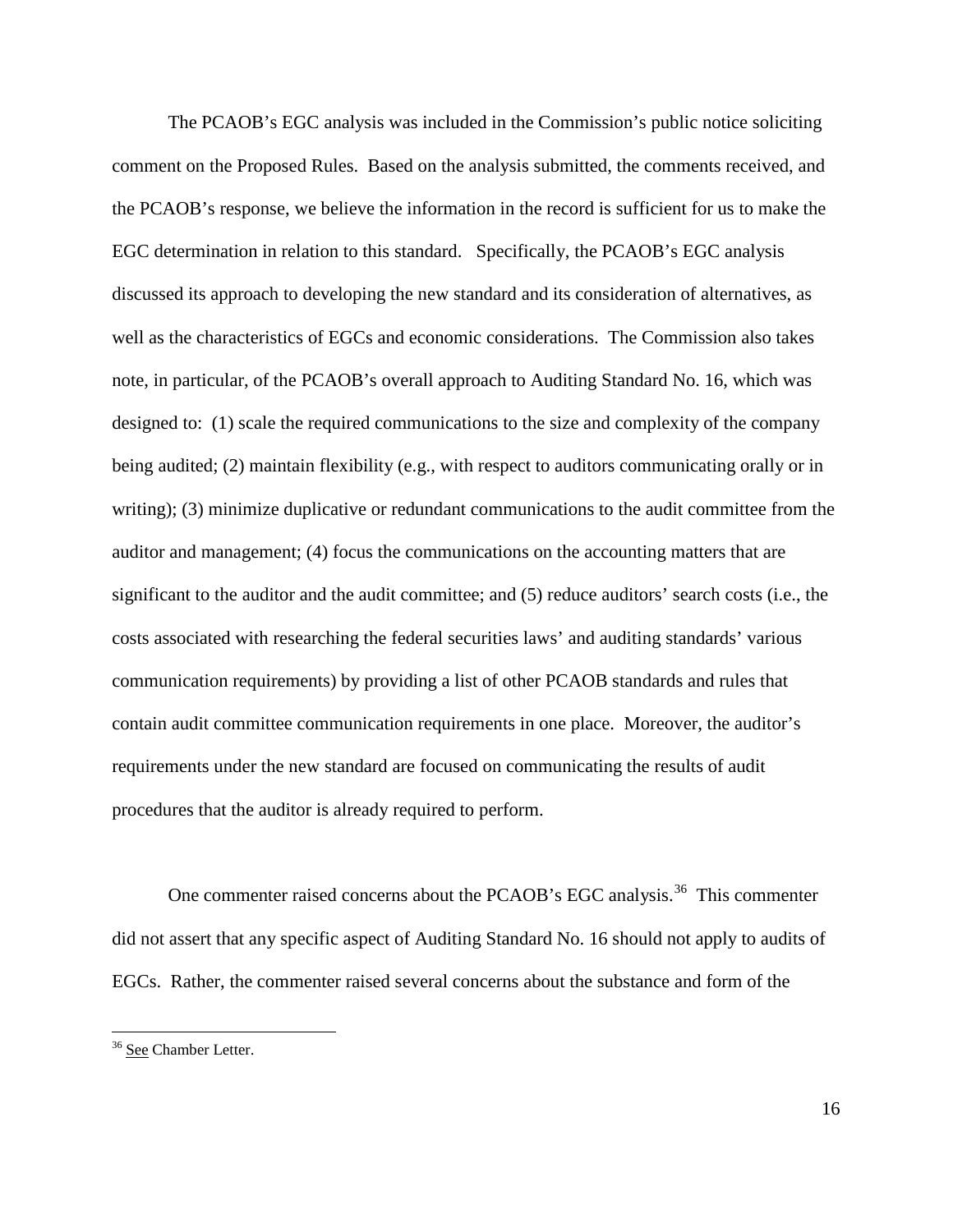The PCAOB's EGC analysis was included in the Commission's public notice soliciting comment on the Proposed Rules. Based on the analysis submitted, the comments received, and the PCAOB's response, we believe the information in the record is sufficient for us to make the EGC determination in relation to this standard. Specifically, the PCAOB's EGC analysis discussed its approach to developing the new standard and its consideration of alternatives, as well as the characteristics of EGCs and economic considerations. The Commission also takes note, in particular, of the PCAOB's overall approach to Auditing Standard No. 16, which was designed to: (1) scale the required communications to the size and complexity of the company being audited; (2) maintain flexibility (e.g., with respect to auditors communicating orally or in writing); (3) minimize duplicative or redundant communications to the audit committee from the auditor and management; (4) focus the communications on the accounting matters that are significant to the auditor and the audit committee; and (5) reduce auditors' search costs (i.e., the costs associated with researching the federal securities laws' and auditing standards' various communication requirements) by providing a list of other PCAOB standards and rules that contain audit committee communication requirements in one place. Moreover, the auditor's requirements under the new standard are focused on communicating the results of audit procedures that the auditor is already required to perform.

One commenter raised concerns about the PCAOB's EGC analysis.[36] This commenter did not assert that any specific aspect of Auditing Standard No. 16 should not apply to audits of EGCs. Rather, the commenter raised several concerns about the substance and form of the

[36] See Chamber Letter.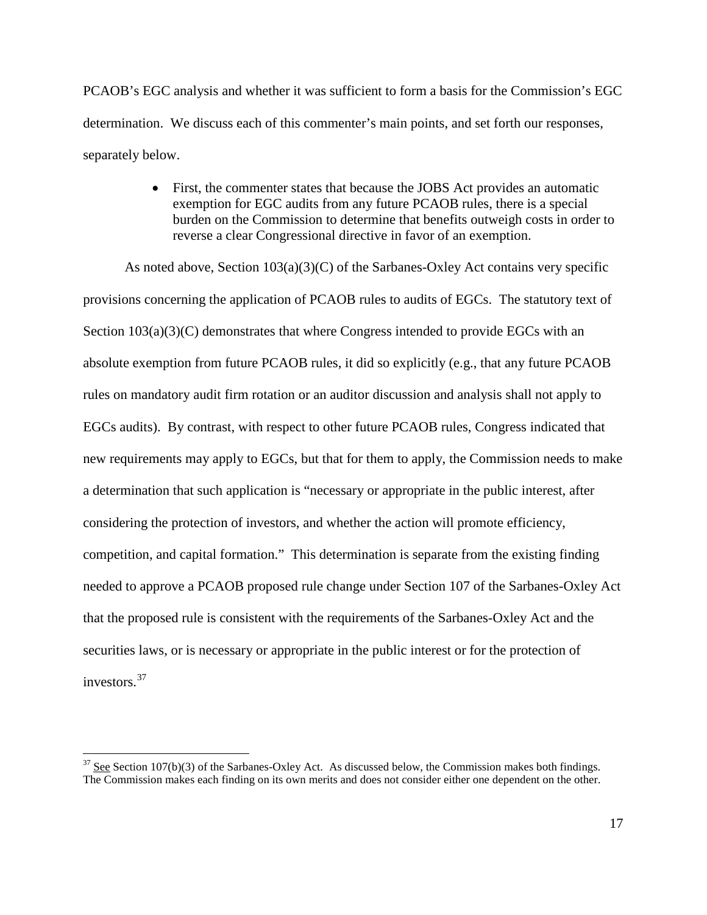PCAOB's EGC analysis and whether it was sufficient to form a basis for the Commission's EGC determination. We discuss each of this commenter's main points, and set forth our responses, separately below.

- First, the commenter states that because the JOBS Act provides an automatic exemption for EGC audits from any future PCAOB rules, there is a special burden on the Commission to determine that benefits outweigh costs in order to reverse a clear Congressional directive in favor of an exemption.

As noted above, Section 103(a)(3)(C) of the Sarbanes-Oxley Act contains very specific provisions concerning the application of PCAOB rules to audits of EGCs. The statutory text of Section 103(a)(3)(C) demonstrates that where Congress intended to provide EGCs with an absolute exemption from future PCAOB rules, it did so explicitly (e.g., that any future PCAOB rules on mandatory audit firm rotation or an auditor discussion and analysis shall not apply to EGCs audits). By contrast, with respect to other future PCAOB rules, Congress indicated that new requirements may apply to EGCs, but that for them to apply, the Commission needs to make a determination that such application is "necessary or appropriate in the public interest, after considering the protection of investors, and whether the action will promote efficiency, competition, and capital formation." This determination is separate from the existing finding needed to approve a PCAOB proposed rule change under Section 107 of the Sarbanes-Oxley Act that the proposed rule is consistent with the requirements of the Sarbanes-Oxley Act and the securities laws, or is necessary or appropriate in the public interest or for the protection of investors.[37]

[37] See Section 107(b)(3) of the Sarbanes-Oxley Act. As discussed below, the Commission makes both findings. The Commission makes each finding on its own merits and does not consider either one dependent on the other.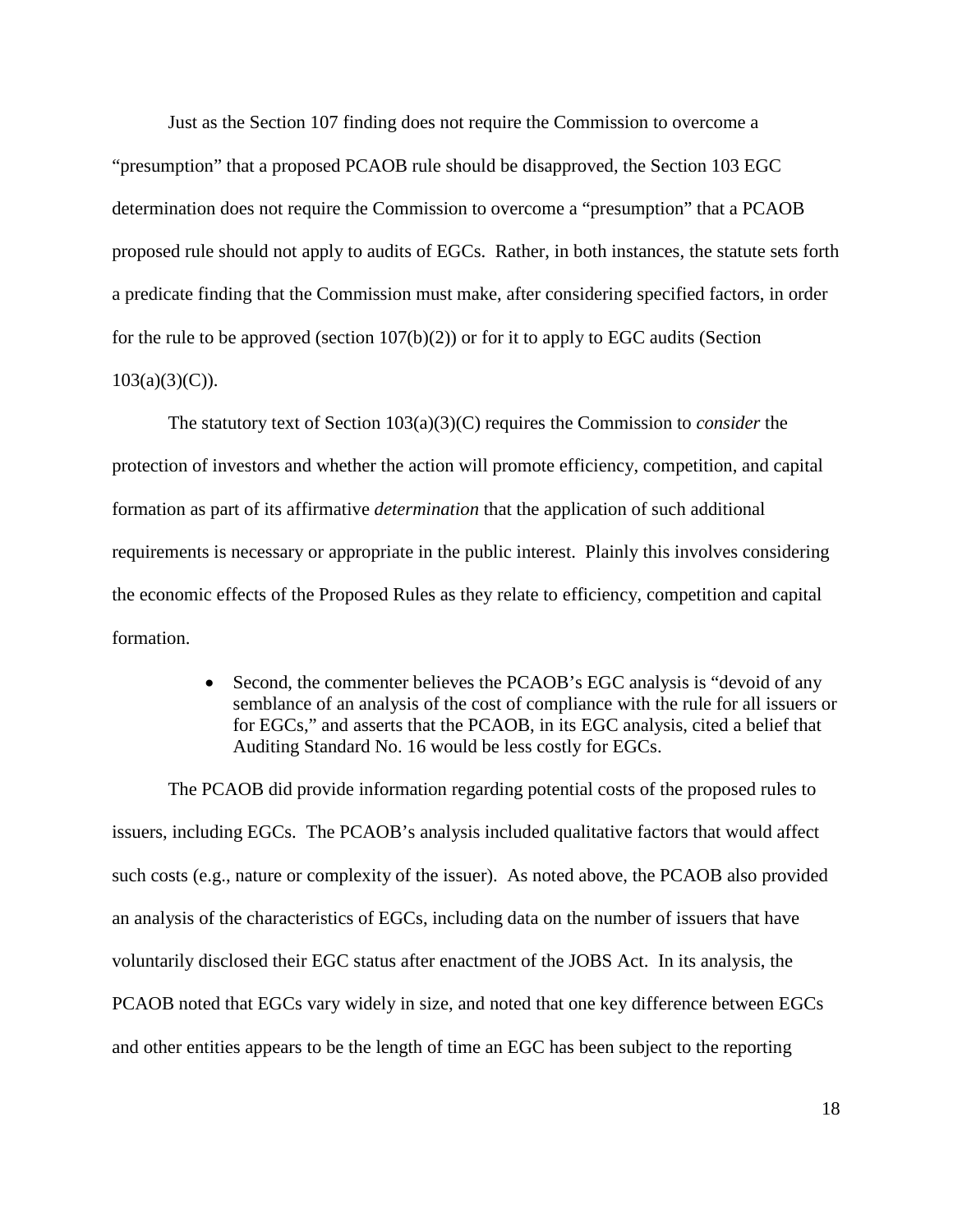Just as the Section 107 finding does not require the Commission to overcome a "presumption" that a proposed PCAOB rule should be disapproved, the Section 103 EGC determination does not require the Commission to overcome a "presumption" that a PCAOB proposed rule should not apply to audits of EGCs. Rather, in both instances, the statute sets forth a predicate finding that the Commission must make, after considering specified factors, in order for the rule to be approved (section 107(b)(2)) or for it to apply to EGC audits (Section 103(a)(3)(C)).

The statutory text of Section 103(a)(3)(C) requires the Commission to *consider* the protection of investors and whether the action will promote efficiency, competition, and capital formation as part of its affirmative *determination* that the application of such additional requirements is necessary or appropriate in the public interest. Plainly this involves considering the economic effects of the Proposed Rules as they relate to efficiency, competition and capital formation.

- Second, the commenter believes the PCAOB's EGC analysis is "devoid of any semblance of an analysis of the cost of compliance with the rule for all issuers or for EGCs," and asserts that the PCAOB, in its EGC analysis, cited a belief that Auditing Standard No. 16 would be less costly for EGCs.

The PCAOB did provide information regarding potential costs of the proposed rules to issuers, including EGCs. The PCAOB's analysis included qualitative factors that would affect such costs (e.g., nature or complexity of the issuer). As noted above, the PCAOB also provided an analysis of the characteristics of EGCs, including data on the number of issuers that have voluntarily disclosed their EGC status after enactment of the JOBS Act. In its analysis, the PCAOB noted that EGCs vary widely in size, and noted that one key difference between EGCs and other entities appears to be the length of time an EGC has been subject to the reporting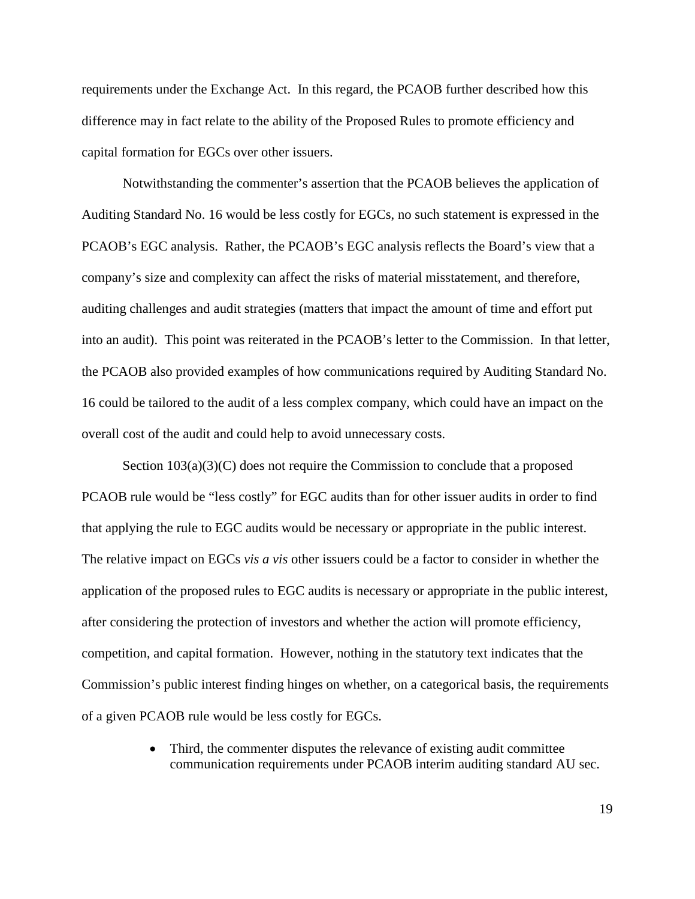requirements under the Exchange Act. In this regard, the PCAOB further described how this difference may in fact relate to the ability of the Proposed Rules to promote efficiency and capital formation for EGCs over other issuers.

Notwithstanding the commenter's assertion that the PCAOB believes the application of Auditing Standard No. 16 would be less costly for EGCs, no such statement is expressed in the PCAOB's EGC analysis. Rather, the PCAOB's EGC analysis reflects the Board's view that a company's size and complexity can affect the risks of material misstatement, and therefore, auditing challenges and audit strategies (matters that impact the amount of time and effort put into an audit). This point was reiterated in the PCAOB's letter to the Commission. In that letter, the PCAOB also provided examples of how communications required by Auditing Standard No. 16 could be tailored to the audit of a less complex company, which could have an impact on the overall cost of the audit and could help to avoid unnecessary costs.

Section 103(a)(3)(C) does not require the Commission to conclude that a proposed PCAOB rule would be "less costly" for EGC audits than for other issuer audits in order to find that applying the rule to EGC audits would be necessary or appropriate in the public interest. The relative impact on EGCs *vis a vis* other issuers could be a factor to consider in whether the application of the proposed rules to EGC audits is necessary or appropriate in the public interest, after considering the protection of investors and whether the action will promote efficiency, competition, and capital formation. However, nothing in the statutory text indicates that the Commission's public interest finding hinges on whether, on a categorical basis, the requirements of a given PCAOB rule would be less costly for EGCs.

- Third, the commenter disputes the relevance of existing audit committee communication requirements under PCAOB interim auditing standard AU sec.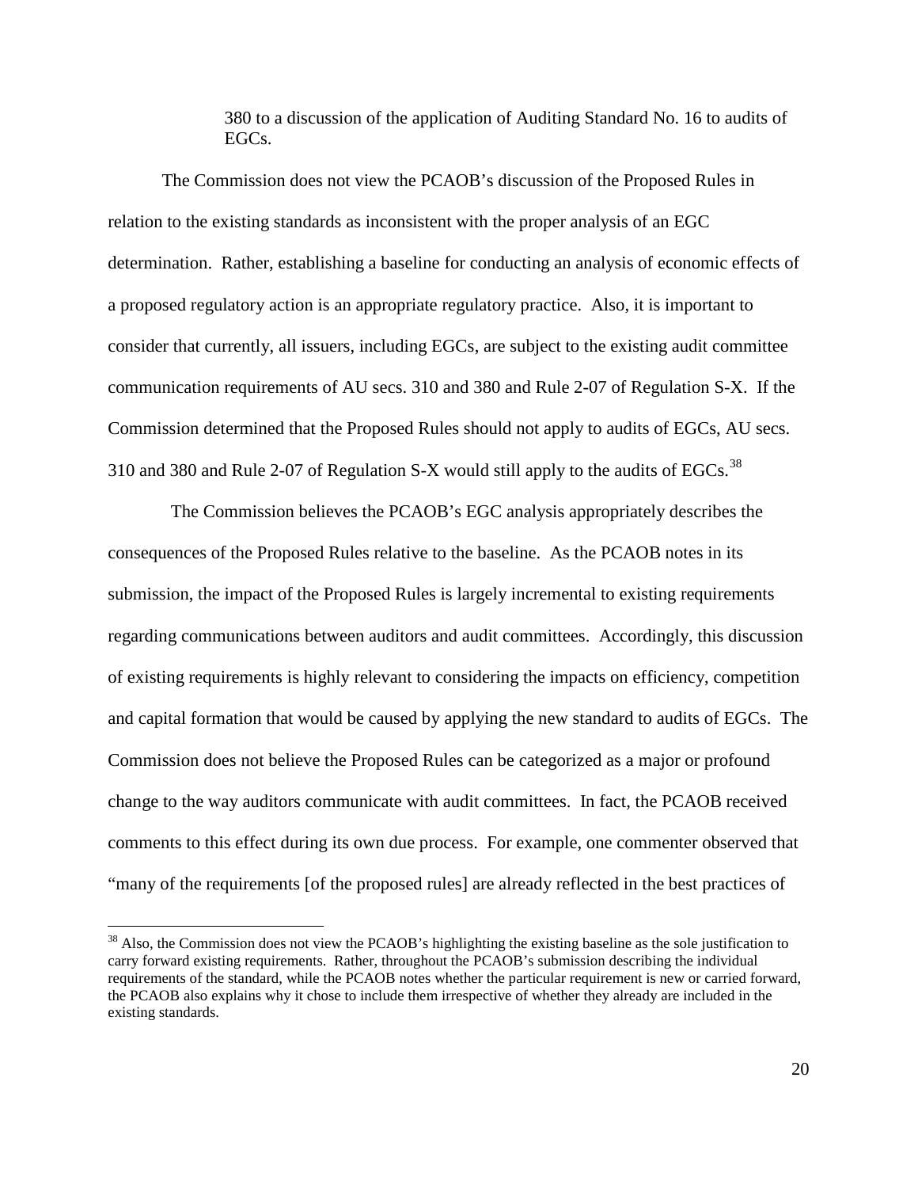380 to a discussion of the application of Auditing Standard No. 16 to audits of EGCs.

The Commission does not view the PCAOB's discussion of the Proposed Rules in relation to the existing standards as inconsistent with the proper analysis of an EGC determination. Rather, establishing a baseline for conducting an analysis of economic effects of a proposed regulatory action is an appropriate regulatory practice. Also, it is important to consider that currently, all issuers, including EGCs, are subject to the existing audit committee communication requirements of AU secs. 310 and 380 and Rule 2-07 of Regulation S-X. If the Commission determined that the Proposed Rules should not apply to audits of EGCs, AU secs. 310 and 380 and Rule 2-07 of Regulation S-X would still apply to the audits of EGCs.[38]

The Commission believes the PCAOB's EGC analysis appropriately describes the consequences of the Proposed Rules relative to the baseline. As the PCAOB notes in its submission, the impact of the Proposed Rules is largely incremental to existing requirements regarding communications between auditors and audit committees. Accordingly, this discussion of existing requirements is highly relevant to considering the impacts on efficiency, competition and capital formation that would be caused by applying the new standard to audits of EGCs. The Commission does not believe the Proposed Rules can be categorized as a major or profound change to the way auditors communicate with audit committees. In fact, the PCAOB received comments to this effect during its own due process. For example, one commenter observed that "many of the requirements [of the proposed rules] are already reflected in the best practices of

---

[38] Also, the Commission does not view the PCAOB's highlighting the existing baseline as the sole justification to carry forward existing requirements. Rather, throughout the PCAOB's submission describing the individual requirements of the standard, while the PCAOB notes whether the particular requirement is new or carried forward, the PCAOB also explains why it chose to include them irrespective of whether they already are included in the existing standards.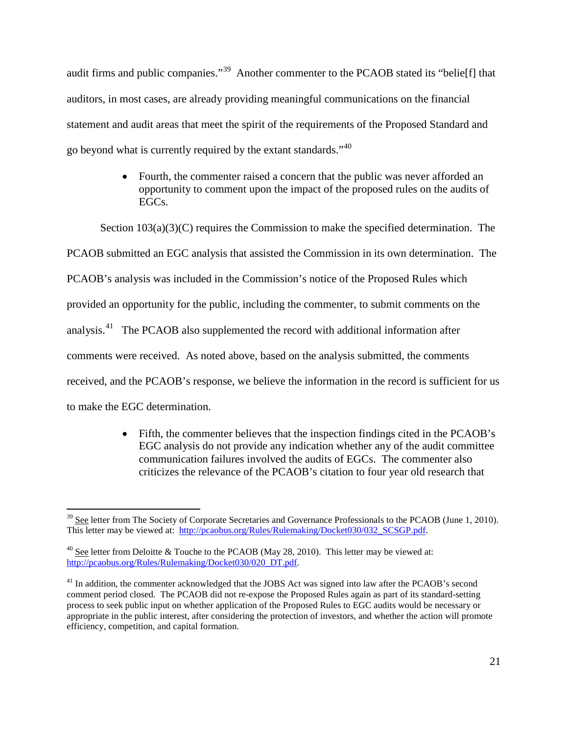audit firms and public companies."[39] Another commenter to the PCAOB stated its "belie[f] that auditors, in most cases, are already providing meaningful communications on the financial statement and audit areas that meet the spirit of the requirements of the Proposed Standard and go beyond what is currently required by the extant standards."[40]

- Fourth, the commenter raised a concern that the public was never afforded an opportunity to comment upon the impact of the proposed rules on the audits of EGCs.

Section 103(a)(3)(C) requires the Commission to make the specified determination. The PCAOB submitted an EGC analysis that assisted the Commission in its own determination. The PCAOB's analysis was included in the Commission's notice of the Proposed Rules which provided an opportunity for the public, including the commenter, to submit comments on the analysis.[41] The PCAOB also supplemented the record with additional information after comments were received. As noted above, based on the analysis submitted, the comments received, and the PCAOB's response, we believe the information in the record is sufficient for us to make the EGC determination.

- Fifth, the commenter believes that the inspection findings cited in the PCAOB's EGC analysis do not provide any indication whether any of the audit committee communication failures involved the audits of EGCs. The commenter also criticizes the relevance of the PCAOB's citation to four year old research that

---

[39] See letter from The Society of Corporate Secretaries and Governance Professionals to the PCAOB (June 1, 2010). This letter may be viewed at: http://pcaobus.org/Rules/Rulemaking/Docket030/032_SCSGP.pdf.

[40] See letter from Deloitte & Touche to the PCAOB (May 28, 2010). This letter may be viewed at: http://pcaobus.org/Rules/Rulemaking/Docket030/020_DT.pdf.

[41] In addition, the commenter acknowledged that the JOBS Act was signed into law after the PCAOB's second comment period closed. The PCAOB did not re-expose the Proposed Rules again as part of its standard-setting process to seek public input on whether application of the Proposed Rules to EGC audits would be necessary or appropriate in the public interest, after considering the protection of investors, and whether the action will promote efficiency, competition, and capital formation.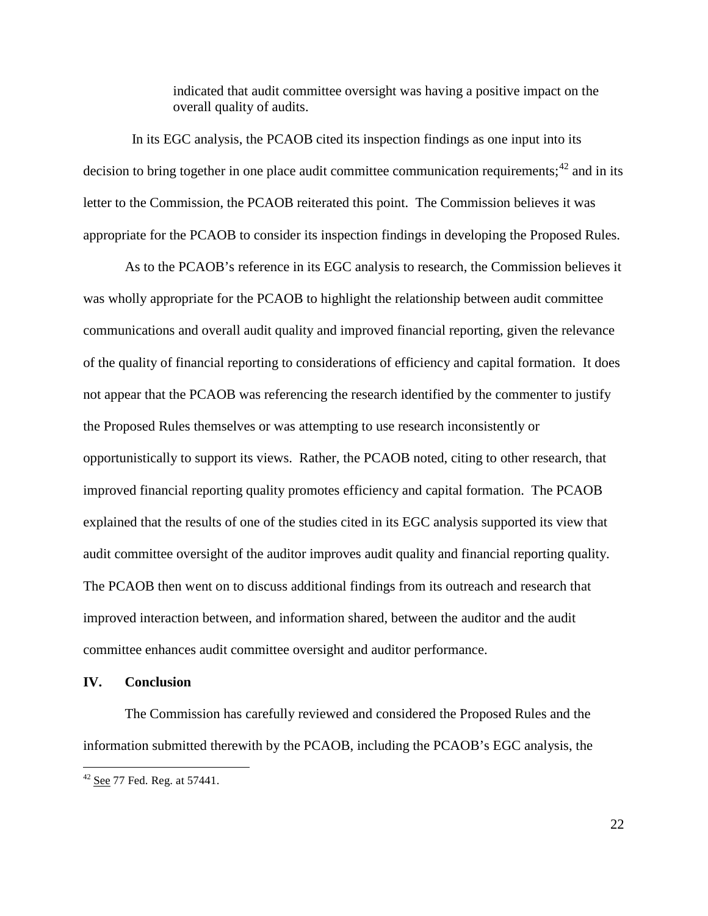> indicated that audit committee oversight was having a positive impact on the overall quality of audits.

In its EGC analysis, the PCAOB cited its inspection findings as one input into its decision to bring together in one place audit committee communication requirements;[42] and in its letter to the Commission, the PCAOB reiterated this point. The Commission believes it was appropriate for the PCAOB to consider its inspection findings in developing the Proposed Rules.

As to the PCAOB's reference in its EGC analysis to research, the Commission believes it was wholly appropriate for the PCAOB to highlight the relationship between audit committee communications and overall audit quality and improved financial reporting, given the relevance of the quality of financial reporting to considerations of efficiency and capital formation. It does not appear that the PCAOB was referencing the research identified by the commenter to justify the Proposed Rules themselves or was attempting to use research inconsistently or opportunistically to support its views. Rather, the PCAOB noted, citing to other research, that improved financial reporting quality promotes efficiency and capital formation. The PCAOB explained that the results of one of the studies cited in its EGC analysis supported its view that audit committee oversight of the auditor improves audit quality and financial reporting quality. The PCAOB then went on to discuss additional findings from its outreach and research that improved interaction between, and information shared, between the auditor and the audit committee enhances audit committee oversight and auditor performance.

## IV. Conclusion

The Commission has carefully reviewed and considered the Proposed Rules and the information submitted therewith by the PCAOB, including the PCAOB's EGC analysis, the

[42] See 77 Fed. Reg. at 57441.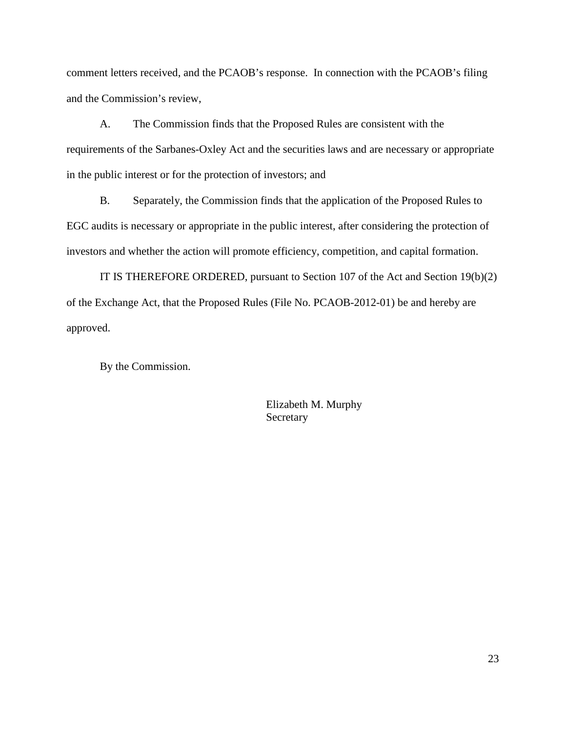comment letters received, and the PCAOB's response. In connection with the PCAOB's filing and the Commission's review,

A. The Commission finds that the Proposed Rules are consistent with the requirements of the Sarbanes-Oxley Act and the securities laws and are necessary or appropriate in the public interest or for the protection of investors; and

B. Separately, the Commission finds that the application of the Proposed Rules to EGC audits is necessary or appropriate in the public interest, after considering the protection of investors and whether the action will promote efficiency, competition, and capital formation.

IT IS THEREFORE ORDERED, pursuant to Section 107 of the Act and Section 19(b)(2) of the Exchange Act, that the Proposed Rules (File No. PCAOB-2012-01) be and hereby are approved.

By the Commission.

Elizabeth M. Murphy
Secretary